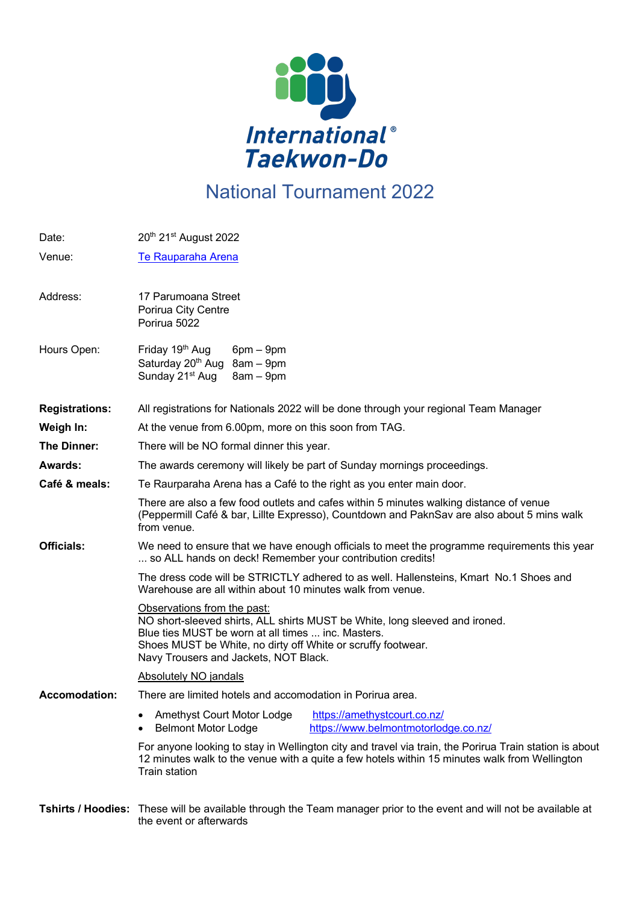International Taekwon-Do

# National Tournament 2022

| | |
|---|---|
| Date: | 20th 21st August 2022 |
| Venue: | [Te Rauparaha Arena]() |
| Address: | 17 Parumoana Street<br>Porirua City Centre<br>Porirua 5022 |
| Hours Open: | Friday 19th Aug 6pm – 9pm<br>Saturday 20th Aug 8am – 9pm<br>Sunday 21st Aug 8am – 9pm |

**Registrations:** All registrations for Nationals 2022 will be done through your regional Team Manager

**Weigh In:** At the venue from 6.00pm, more on this soon from TAG.

**The Dinner:** There will be NO formal dinner this year.

**Awards:** The awards ceremony will likely be part of Sunday mornings proceedings.

**Café & meals:** Te Raurparaha Arena has a Café to the right as you enter main door.

There are also a few food outlets and cafes within 5 minutes walking distance of venue (Peppermill Café & bar, Lillte Expresso), Countdown and PaknSav are also about 5 mins walk from venue.

**Officials:** We need to ensure that we have enough officials to meet the programme requirements this year ... so ALL hands on deck! Remember your contribution credits!

The dress code will be STRICTLY adhered to as well. Hallensteins, Kmart No.1 Shoes and Warehouse are all within about 10 minutes walk from venue.

<u>Observations from the past:</u>
NO short-sleeved shirts, ALL shirts MUST be White, long sleeved and ironed.
Blue ties MUST be worn at all times ... inc. Masters.
Shoes MUST be White, no dirty off White or scruffy footwear.
Navy Trousers and Jackets, NOT Black.

<u>Absolutely NO jandals</u>

**Accomodation:** There are limited hotels and accomodation in Porirua area.

- Amethyst Court Motor Lodge https://amethystcourt.co.nz/
- Belmont Motor Lodge https://www.belmontmotorlodge.co.nz/

For anyone looking to stay in Wellington city and travel via train, the Porirua Train station is about 12 minutes walk to the venue with a quite a few hotels within 15 minutes walk from Wellington Train station

**Tshirts / Hoodies:** These will be available through the Team manager prior to the event and will not be available at the event or afterwards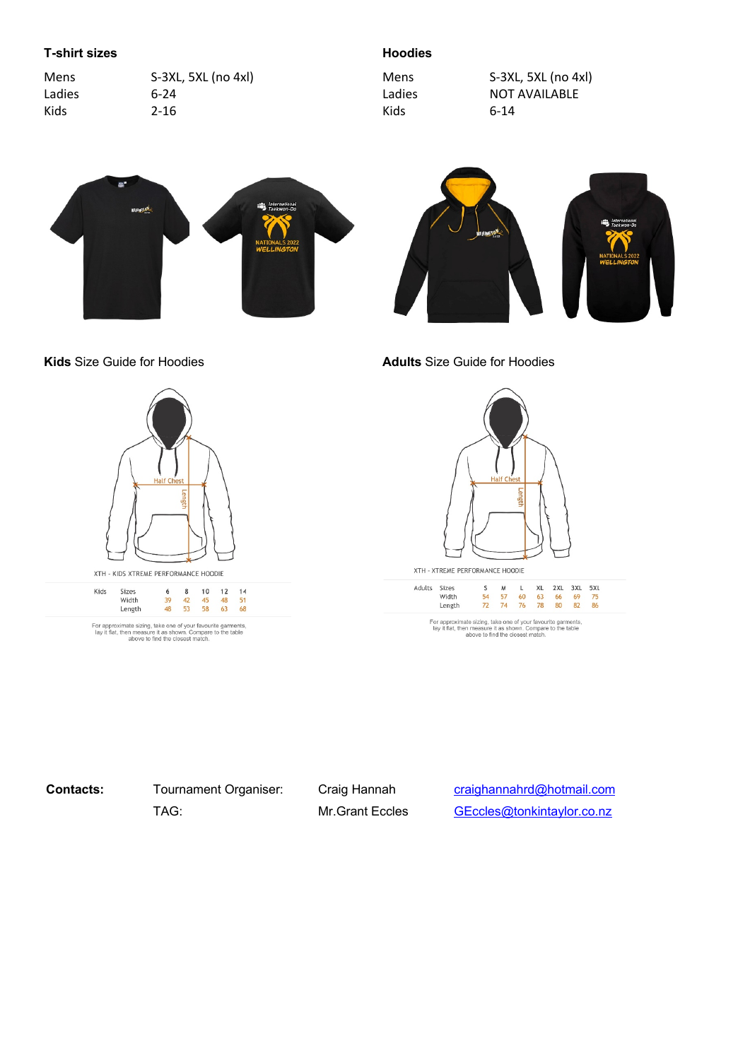**T-shirt sizes**

| | |
|---|---|
| Mens | S-3XL, 5XL (no 4xl) |
| Ladies | 6-24 |
| Kids | 2-16 |

**Hoodies**

| | |
|---|---|
| Mens | S-3XL, 5XL (no 4xl) |
| Ladies | NOT AVAILABLE |
| Kids | 6-14 |

**Kids** Size Guide for Hoodies

Half Chest

Length

XTH - KIDS XTREME PERFORMANCE HOODIE

| Kids | Sizes | 6 | 8 | 10 | 12 | 14 |
|---|---|---|---|---|---|---|
| | Width | 39 | 42 | 45 | 48 | 51 |
| | Length | 48 | 53 | 58 | 63 | 68 |

For approximate sizing, take one of your favourite garments, lay it flat, then measure it as shown. Compare to the table above to find the closest match.

**Adults** Size Guide for Hoodies

Half Chest

Length

XTH - XTREME PERFORMANCE HOODIE

| Adults | Sizes | S | M | L | XL | 2XL | 3XL | 5XL |
|---|---|---|---|---|---|---|---|---|
| | Width | 54 | 57 | 60 | 63 | 66 | 69 | 75 |
| | Length | 72 | 74 | 76 | 78 | 80 | 82 | 86 |

For approximate sizing, take one of your favourite garments, lay it flat, then measure it as shown. Compare to the table above to find the closest match.

| | | | |
|---|---|---|---|
| **Contacts:** | Tournament Organiser: | Craig Hannah | craighannahrd@hotmail.com |
| | TAG: | Mr.Grant Eccles | GEccles@tonkintaylor.co.nz |